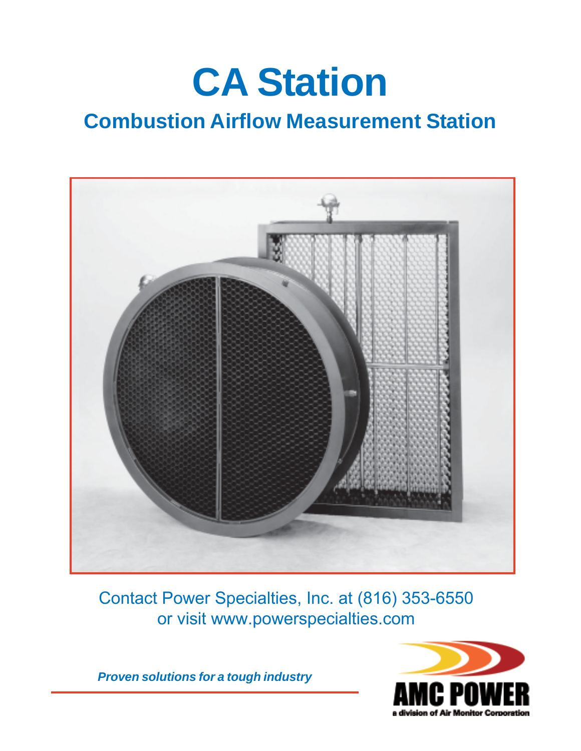# CA Station

## Combustion Airflow Measurement Station

Contact Power Specialties, Inc. at (816) 353-6550
or visit www.powerspecialties.com

***Proven solutions for a tough industry***

AMC POWER
a division of Air Monitor Corporation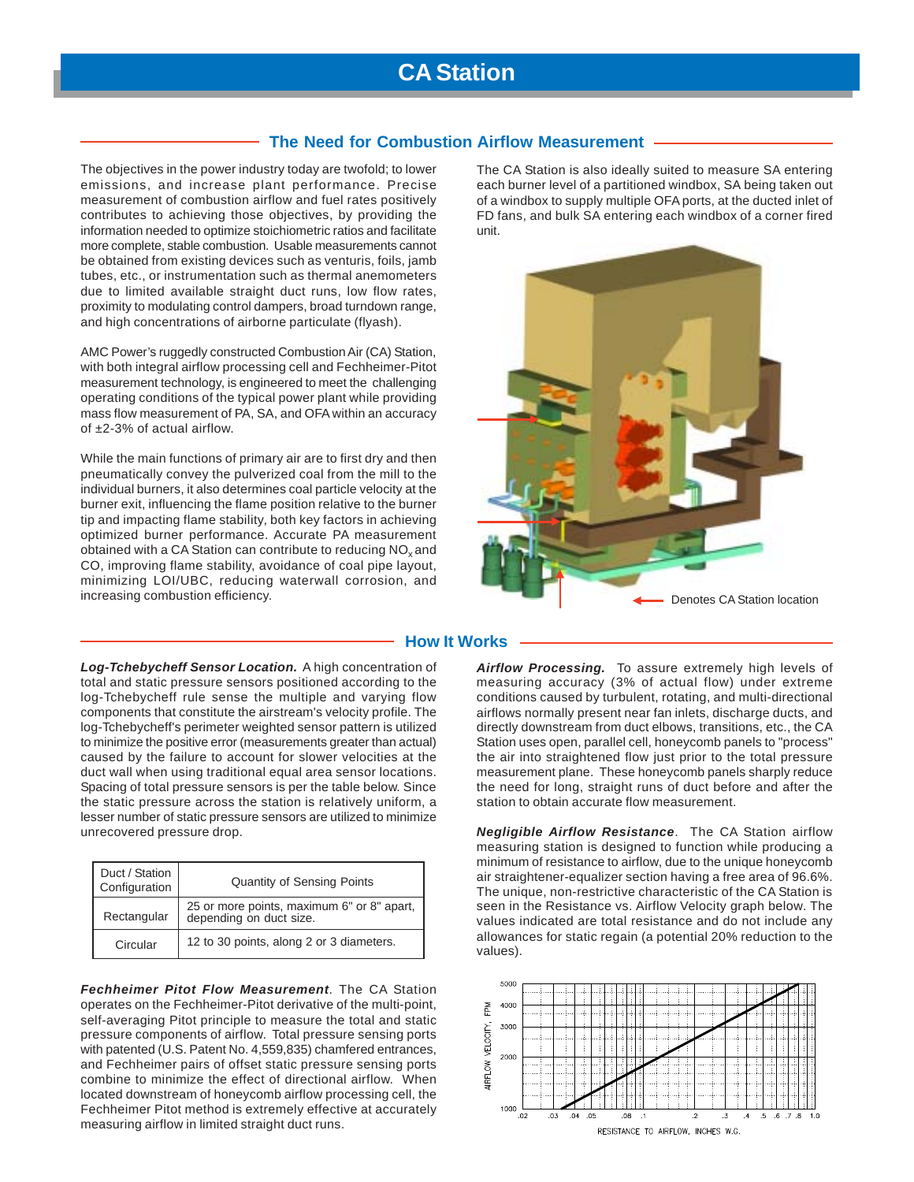# CA Station

## The Need for Combustion Airflow Measurement

The objectives in the power industry today are twofold; to lower emissions, and increase plant performance. Precise measurement of combustion airflow and fuel rates positively contributes to achieving those objectives, by providing the information needed to optimize stoichiometric ratios and facilitate more complete, stable combustion. Usable measurements cannot be obtained from existing devices such as venturis, foils, jamb tubes, etc., or instrumentation such as thermal anemometers due to limited available straight duct runs, low flow rates, proximity to modulating control dampers, broad turndown range, and high concentrations of airborne particulate (flyash).

AMC Power's ruggedly constructed Combustion Air (CA) Station, with both integral airflow processing cell and Fechheimer-Pitot measurement technology, is engineered to meet the challenging operating conditions of the typical power plant while providing mass flow measurement of PA, SA, and OFA within an accuracy of ±2-3% of actual airflow.

While the main functions of primary air are to first dry and then pneumatically convey the pulverized coal from the mill to the individual burners, it also determines coal particle velocity at the burner exit, influencing the flame position relative to the burner tip and impacting flame stability, both key factors in achieving optimized burner performance. Accurate PA measurement obtained with a CA Station can contribute to reducing $NO_x$ and CO, improving flame stability, avoidance of coal pipe layout, minimizing LOI/UBC, reducing waterwall corrosion, and increasing combustion efficiency.

The CA Station is also ideally suited to measure SA entering each burner level of a partitioned windbox, SA being taken out of a windbox to supply multiple OFA ports, at the ducted inlet of FD fans, and bulk SA entering each windbox of a corner fired unit.

Denotes CA Station location

## How It Works

***Log-Tchebycheff Sensor Location.*** A high concentration of total and static pressure sensors positioned according to the log-Tchebycheff rule sense the multiple and varying flow components that constitute the airstream's velocity profile. The log-Tchebycheff's perimeter weighted sensor pattern is utilized to minimize the positive error (measurements greater than actual) caused by the failure to account for slower velocities at the duct wall when using traditional equal area sensor locations. Spacing of total pressure sensors is per the table below. Since the static pressure across the station is relatively uniform, a lesser number of static pressure sensors are utilized to minimize unrecovered pressure drop.

| Duct / Station Configuration | Quantity of Sensing Points |
| --- | --- |
| Rectangular | 25 or more points, maximum 6" or 8" apart, depending on duct size. |
| Circular | 12 to 30 points, along 2 or 3 diameters. |

***Fechheimer Pitot Flow Measurement***. The CA Station operates on the Fechheimer-Pitot derivative of the multi-point, self-averaging Pitot principle to measure the total and static pressure components of airflow. Total pressure sensing ports with patented (U.S. Patent No. 4,559,835) chamfered entrances, and Fechheimer pairs of offset static pressure sensing ports combine to minimize the effect of directional airflow. When located downstream of honeycomb airflow processing cell, the Fechheimer Pitot method is extremely effective at accurately measuring airflow in limited straight duct runs.

***Airflow Processing.*** To assure extremely high levels of measuring accuracy (3% of actual flow) under extreme conditions caused by turbulent, rotating, and multi-directional airflows normally present near fan inlets, discharge ducts, and directly downstream from duct elbows, transitions, etc., the CA Station uses open, parallel cell, honeycomb panels to "process" the air into straightened flow just prior to the total pressure measurement plane. These honeycomb panels sharply reduce the need for long, straight runs of duct before and after the station to obtain accurate flow measurement.

***Negligible Airflow Resistance***. The CA Station airflow measuring station is designed to function while producing a minimum of resistance to airflow, due to the unique honeycomb air straightener-equalizer section having a free area of 96.6%. The unique, non-restrictive characteristic of the CA Station is seen in the Resistance vs. Airflow Velocity graph below. The values indicated are total resistance and do not include any allowances for static regain (a potential 20% reduction to the values).

AIRFLOW VELOCITY, FPM — RESISTANCE TO AIRFLOW, INCHES W.G.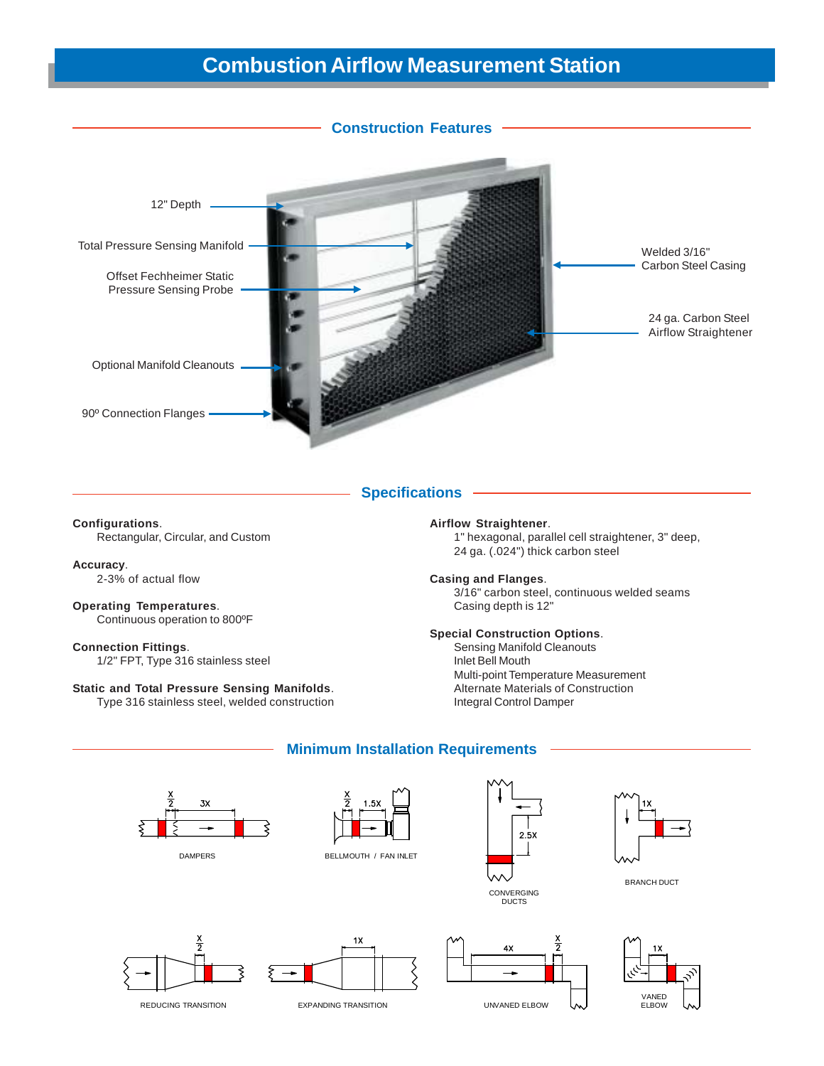# Combustion Airflow Measurement Station

## Construction Features

12" Depth

Total Pressure Sensing Manifold

Offset Fechheimer Static Pressure Sensing Probe

Optional Manifold Cleanouts

90º Connection Flanges

Welded 3/16" Carbon Steel Casing

24 ga. Carbon Steel Airflow Straightener

## Specifications

**Configurations**.
Rectangular, Circular, and Custom

**Accuracy**.
2-3% of actual flow

**Operating Temperatures**.
Continuous operation to 800ºF

**Connection Fittings**.
1/2" FPT, Type 316 stainless steel

**Static and Total Pressure Sensing Manifolds**.
Type 316 stainless steel, welded construction

**Airflow Straightener**.
1" hexagonal, parallel cell straightener, 3" deep,
24 ga. (.024") thick carbon steel

**Casing and Flanges**.
3/16" carbon steel, continuous welded seams
Casing depth is 12"

**Special Construction Options**.
Sensing Manifold Cleanouts
Inlet Bell Mouth
Multi-point Temperature Measurement
Alternate Materials of Construction
Integral Control Damper

## Minimum Installation Requirements

DAMPERS ($\frac{X}{2}$, 3X)

BELLMOUTH / FAN INLET ($\frac{X}{2}$, 1.5X)

CONVERGING DUCTS (2.5X)

BRANCH DUCT (1X)

REDUCING TRANSITION ($\frac{X}{2}$)

EXPANDING TRANSITION (1X)

UNVANED ELBOW (4X, $\frac{X}{2}$)

VANED ELBOW (1X)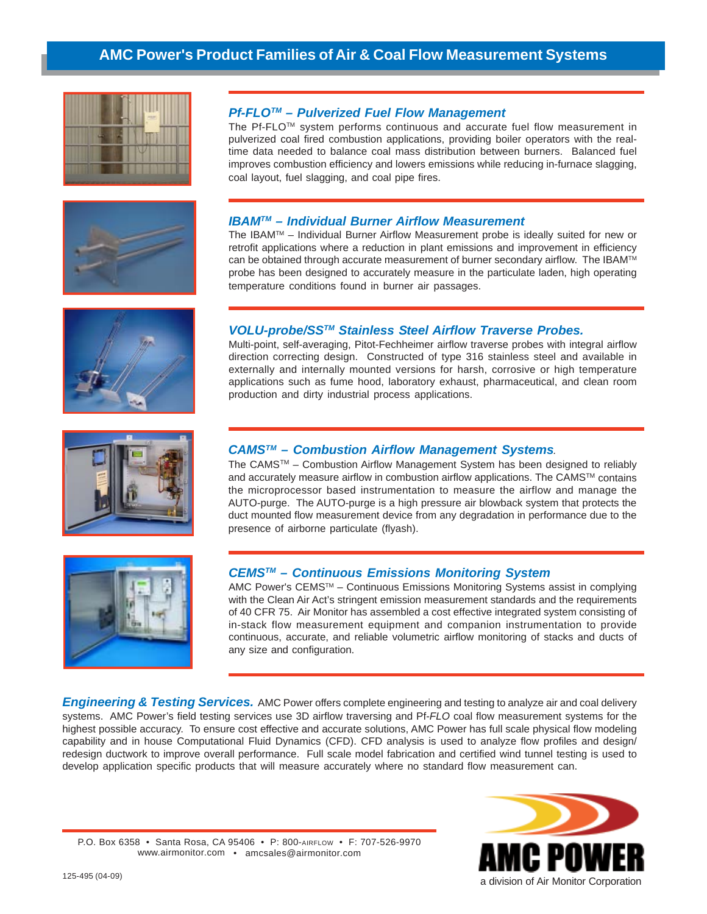# AMC Power's Product Families of Air & Coal Flow Measurement Systems

### *Pf-FLO™ – Pulverized Fuel Flow Management*

The Pf-FLO™ system performs continuous and accurate fuel flow measurement in pulverized coal fired combustion applications, providing boiler operators with the real-time data needed to balance coal mass distribution between burners. Balanced fuel improves combustion efficiency and lowers emissions while reducing in-furnace slagging, coal layout, fuel slagging, and coal pipe fires.

### *IBAM™ – Individual Burner Airflow Measurement*

The IBAM™ – Individual Burner Airflow Measurement probe is ideally suited for new or retrofit applications where a reduction in plant emissions and improvement in efficiency can be obtained through accurate measurement of burner secondary airflow. The IBAM™ probe has been designed to accurately measure in the particulate laden, high operating temperature conditions found in burner air passages.

### *VOLU-probe/SS™ Stainless Steel Airflow Traverse Probes.*

Multi-point, self-averaging, Pitot-Fechheimer airflow traverse probes with integral airflow direction correcting design. Constructed of type 316 stainless steel and available in externally and internally mounted versions for harsh, corrosive or high temperature applications such as fume hood, laboratory exhaust, pharmaceutical, and clean room production and dirty industrial process applications.

### *CAMS™ – Combustion Airflow Management Systems.*

The CAMS™ – Combustion Airflow Management System has been designed to reliably and accurately measure airflow in combustion airflow applications. The CAMS™ contains the microprocessor based instrumentation to measure the airflow and manage the AUTO-purge. The AUTO-purge is a high pressure air blowback system that protects the duct mounted flow measurement device from any degradation in performance due to the presence of airborne particulate (flyash).

### *CEMS™ – Continuous Emissions Monitoring System*

AMC Power's CEMS™ – Continuous Emissions Monitoring Systems assist in complying with the Clean Air Act's stringent emission measurement standards and the requirements of 40 CFR 75. Air Monitor has assembled a cost effective integrated system consisting of in-stack flow measurement equipment and companion instrumentation to provide continuous, accurate, and reliable volumetric airflow monitoring of stacks and ducts of any size and configuration.

***Engineering & Testing Services.*** AMC Power offers complete engineering and testing to analyze air and coal delivery systems. AMC Power's field testing services use 3D airflow traversing and Pf-*FLO* coal flow measurement systems for the highest possible accuracy. To ensure cost effective and accurate solutions, AMC Power has full scale physical flow modeling capability and in house Computational Fluid Dynamics (CFD). CFD analysis is used to analyze flow profiles and design/redesign ductwork to improve overall performance. Full scale model fabrication and certified wind tunnel testing is used to develop application specific products that will measure accurately where no standard flow measurement can.

P.O. Box 6358 • Santa Rosa, CA 95406 • P: 800-AIRFLOW • F: 707-526-9970
www.airmonitor.com • amcsales@airmonitor.com

AMC POWER
a division of Air Monitor Corporation

125-495 (04-09)